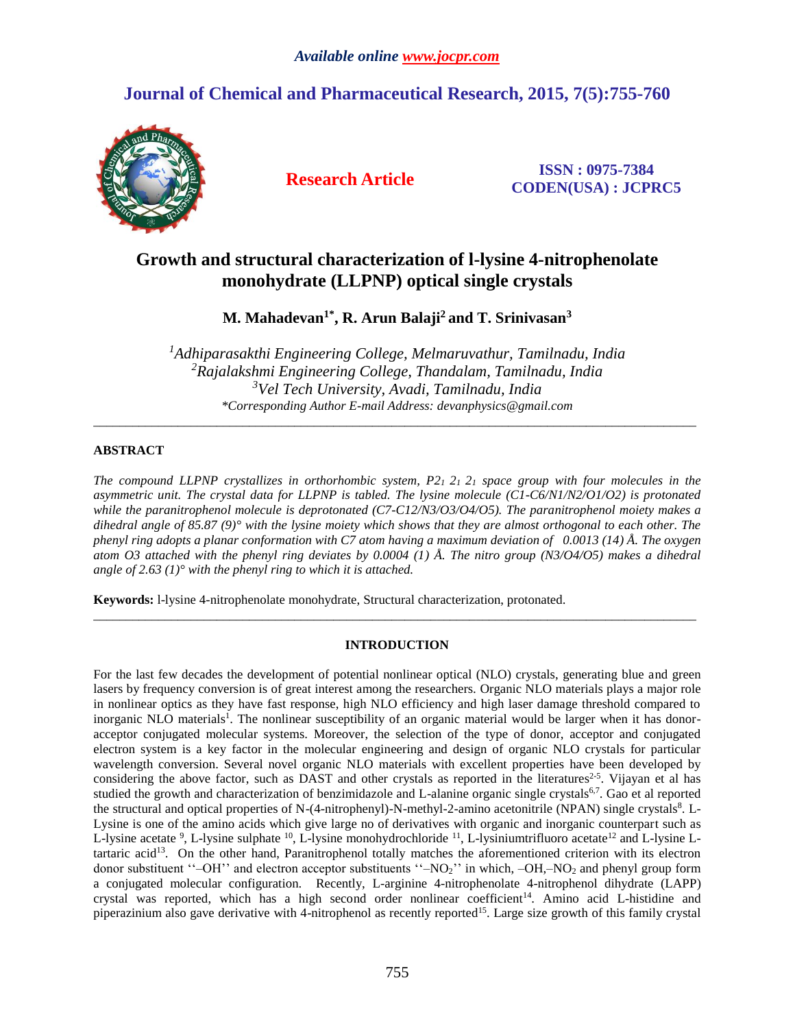# Growth and structural characterization of l-lysine 4-nitrophenolate monohydrate (LLPNP) optical single crystals

**M. Mahadevan[1*], R. Arun Balaji[2] and T. Srinivasan[3]**

*[1]Adhiparasakthi Engineering College, Melmaruvathur, Tamilnadu, India*
*[2]Rajalakshmi Engineering College, Thandalam, Tamilnadu, India*
*[3]Vel Tech University, Avadi, Tamilnadu, India*
*\*Corresponding Author E-mail Address: devanphysics@gmail.com*

---

## ABSTRACT

*The compound LLPNP crystallizes in orthorhombic system, $P2_1\,2_1\,2_1$ space group with four molecules in the asymmetric unit. The crystal data for LLPNP is tabled. The lysine molecule (C1-C6/N1/N2/O1/O2) is protonated while the paranitrophenol molecule is deprotonated (C7-C12/N3/O3/O4/O5). The paranitrophenol moiety makes a dihedral angle of 85.87 (9)° with the lysine moiety which shows that they are almost orthogonal to each other. The phenyl ring adopts a planar conformation with C7 atom having a maximum deviation of 0.0013 (14) Å. The oxygen atom O3 attached with the phenyl ring deviates by 0.0004 (1) Å. The nitro group (N3/O4/O5) makes a dihedral angle of 2.63 (1)° with the phenyl ring to which it is attached.*

**Keywords:** l-lysine 4-nitrophenolate monohydrate, Structural characterization, protonated.

---

## INTRODUCTION

For the last few decades the development of potential nonlinear optical (NLO) crystals, generating blue and green lasers by frequency conversion is of great interest among the researchers. Organic NLO materials plays a major role in nonlinear optics as they have fast response, high NLO efficiency and high laser damage threshold compared to inorganic NLO materials[1]. The nonlinear susceptibility of an organic material would be larger when it has donor-acceptor conjugated molecular systems. Moreover, the selection of the type of donor, acceptor and conjugated electron system is a key factor in the molecular engineering and design of organic NLO crystals for particular wavelength conversion. Several novel organic NLO materials with excellent properties have been developed by considering the above factor, such as DAST and other crystals as reported in the literatures[2-5]. Vijayan et al has studied the growth and characterization of benzimidazole and L-alanine organic single crystals[6,7]. Gao et al reported the structural and optical properties of N-(4-nitrophenyl)-N-methyl-2-amino acetonitrile (NPAN) single crystals[8]. L-Lysine is one of the amino acids which give large no of derivatives with organic and inorganic counterpart such as L-lysine acetate [9], L-lysine sulphate [10], L-lysine monohydrochloride [11], L-lysiniumtrifluoro acetate[12] and L-lysine L-tartaric acid[13]. On the other hand, Paranitrophenol totally matches the aforementioned criterion with its electron donor substituent ''–OH'' and electron acceptor substituents ''$–NO_2$'' in which, –OH,$–NO_2$ and phenyl group form a conjugated molecular configuration. Recently, L-arginine 4-nitrophenolate 4-nitrophenol dihydrate (LAPP) crystal was reported, which has a high second order nonlinear coefficient[14]. Amino acid L-histidine and piperazinium also gave derivative with 4-nitrophenol as recently reported[15]. Large size growth of this family crystal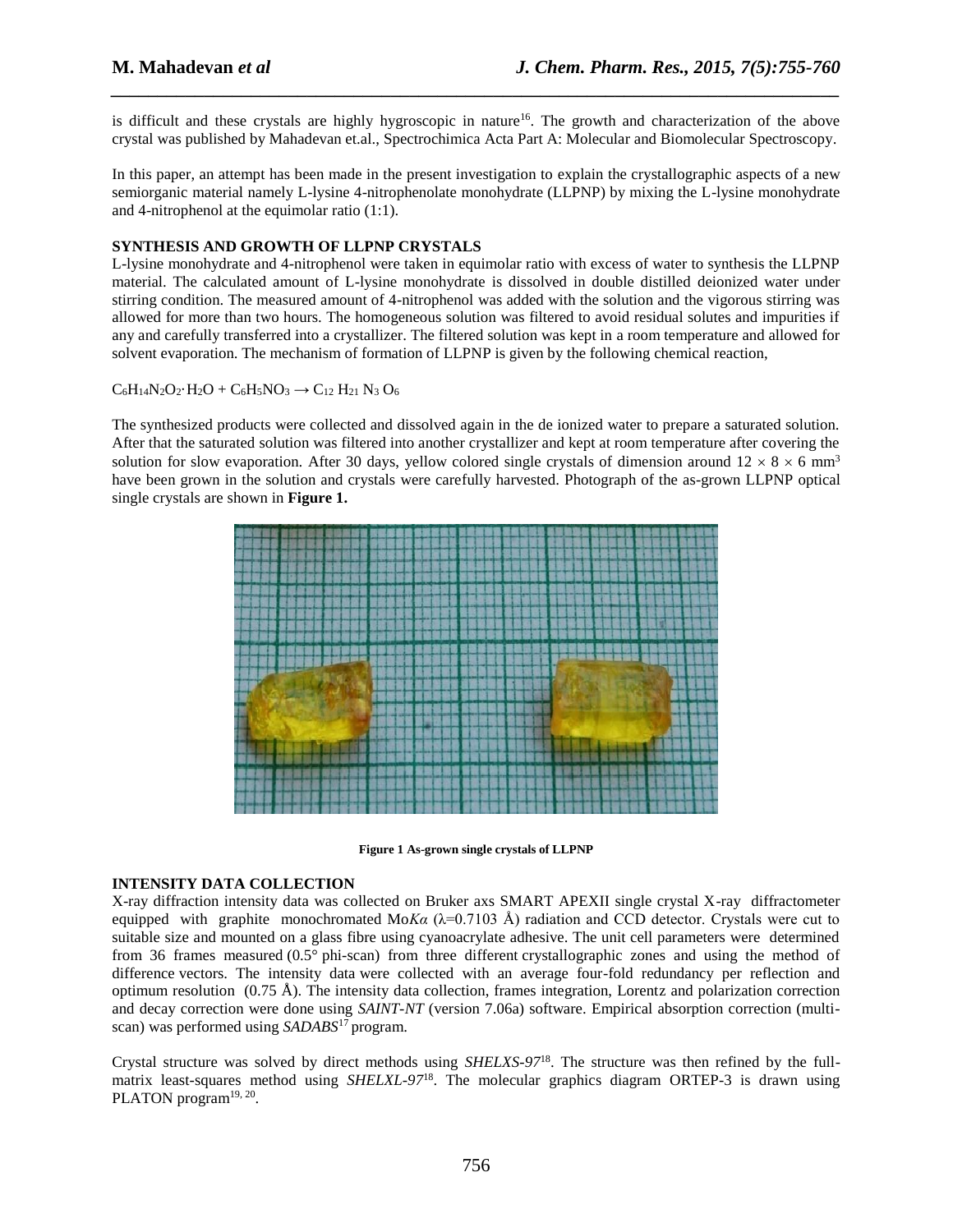is difficult and these crystals are highly hygroscopic in nature[16]. The growth and characterization of the above crystal was published by Mahadevan et.al., Spectrochimica Acta Part A: Molecular and Biomolecular Spectroscopy.

In this paper, an attempt has been made in the present investigation to explain the crystallographic aspects of a new semiorganic material namely L-lysine 4-nitrophenolate monohydrate (LLPNP) by mixing the L-lysine monohydrate and 4-nitrophenol at the equimolar ratio (1:1).

**SYNTHESIS AND GROWTH OF LLPNP CRYSTALS**

L-lysine monohydrate and 4-nitrophenol were taken in equimolar ratio with excess of water to synthesis the LLPNP material. The calculated amount of L-lysine monohydrate is dissolved in double distilled deionized water under stirring condition. The measured amount of 4-nitrophenol was added with the solution and the vigorous stirring was allowed for more than two hours. The homogeneous solution was filtered to avoid residual solutes and impurities if any and carefully transferred into a crystallizer. The filtered solution was kept in a room temperature and allowed for solvent evaporation. The mechanism of formation of LLPNP is given by the following chemical reaction,

$C_6H_{14}N_2O_2 \cdot H_2O + C_6H_5NO_3 \rightarrow C_{12}H_{21}N_3O_6$

The synthesized products were collected and dissolved again in the de ionized water to prepare a saturated solution. After that the saturated solution was filtered into another crystallizer and kept at room temperature after covering the solution for slow evaporation. After 30 days, yellow colored single crystals of dimension around $12 \times 8 \times 6$ mm$^3$ have been grown in the solution and crystals were carefully harvested. Photograph of the as-grown LLPNP optical single crystals are shown in **Figure 1.**

**Figure 1 As-grown single crystals of LLPNP**

**INTENSITY DATA COLLECTION**

X-ray diffraction intensity data was collected on Bruker axs SMART APEXII single crystal X-ray diffractometer equipped with graphite monochromated Mo*Kα* (λ=0.7103 Å) radiation and CCD detector. Crystals were cut to suitable size and mounted on a glass fibre using cyanoacrylate adhesive. The unit cell parameters were determined from 36 frames measured (0.5° phi-scan) from three different crystallographic zones and using the method of difference vectors. The intensity data were collected with an average four-fold redundancy per reflection and optimum resolution (0.75 Å). The intensity data collection, frames integration, Lorentz and polarization correction and decay correction were done using *SAINT-NT* (version 7.06a) software. Empirical absorption correction (multi-scan) was performed using *SADABS*[17] program.

Crystal structure was solved by direct methods using *SHELXS-97*[18]. The structure was then refined by the full-matrix least-squares method using *SHELXL-97*[18]. The molecular graphics diagram ORTEP-3 is drawn using PLATON program[19, 20].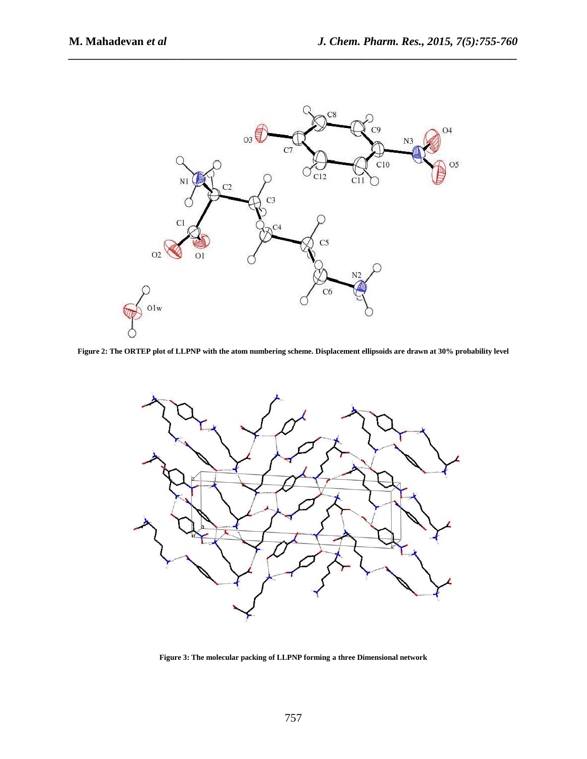Figure 2: The ORTEP plot of LLPNP with the atom numbering scheme. Displacement ellipsoids are drawn at 30% probability level

Figure 3: The molecular packing of LLPNP forming a three Dimensional network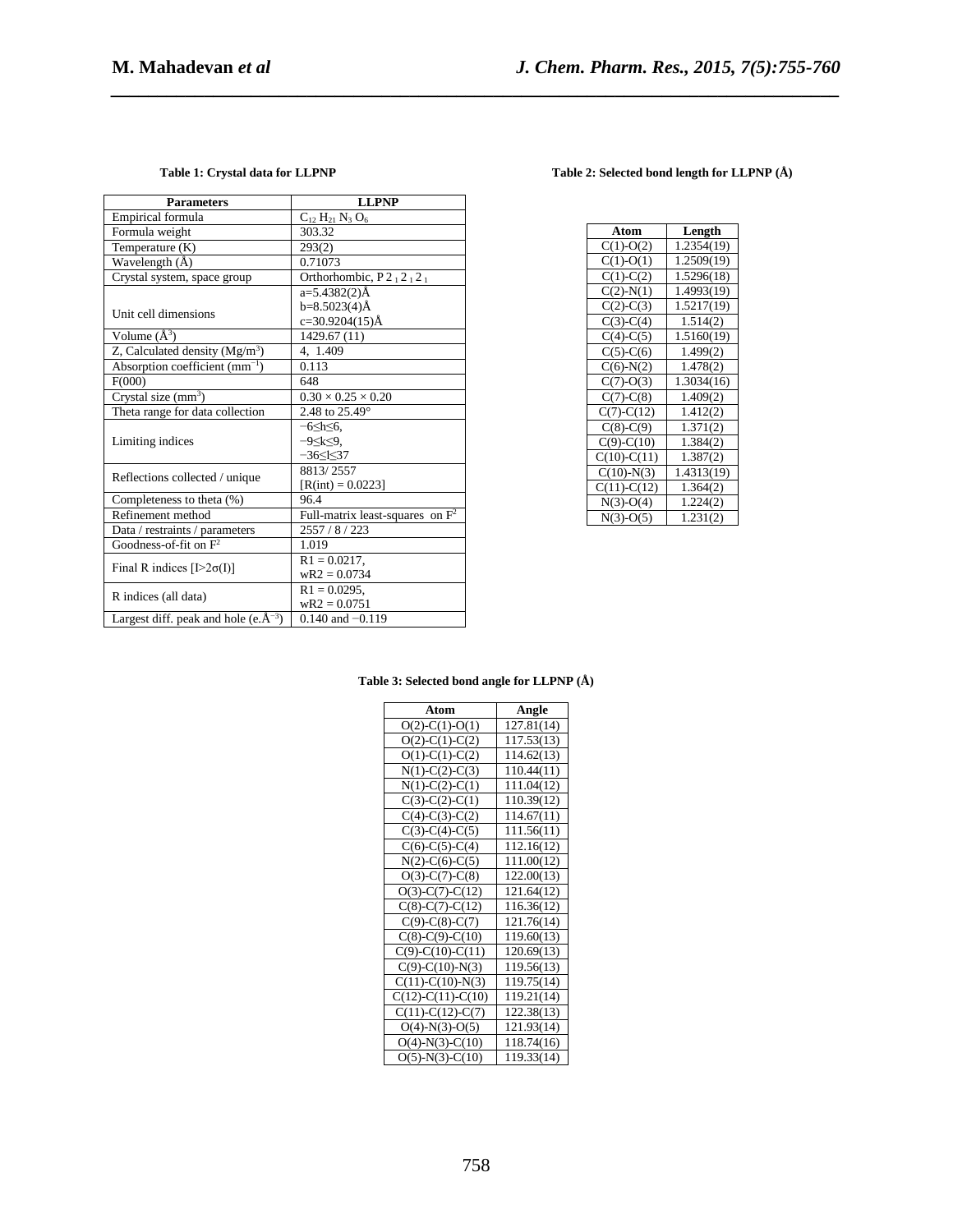**Table 1: Crystal data for LLPNP**

| Parameters | LLPNP |
|---|---|
| Empirical formula | $C_{12}H_{21}N_3O_6$ |
| Formula weight | 303.32 |
| Temperature (K) | 293(2) |
| Wavelength (Å) | 0.71073 |
| Crystal system, space group | Orthorhombic, $P2_12_12_1$ |
| Unit cell dimensions | a=5.4382(2)Å<br>b=8.5023(4)Å<br>c=30.9204(15)Å |
| Volume ($Å^3$) | 1429.67 (11) |
| Z, Calculated density ($Mg/m^3$) | 4, 1.409 |
| Absorption coefficient ($mm^{-1}$) | 0.113 |
| F(000) | 648 |
| Crystal size ($mm^3$) | 0.30 × 0.25 × 0.20 |
| Theta range for data collection | 2.48 to 25.49° |
| Limiting indices | $-6 \leq h \leq 6$,<br>$-9 \leq k \leq 9$,<br>$-36 \leq l \leq 37$ |
| Reflections collected / unique | 8813/ 2557<br>[R(int) = 0.0223] |
| Completeness to theta (%) | 96.4 |
| Refinement method | Full-matrix least-squares on $F^2$ |
| Data / restraints / parameters | 2557 / 8 / 223 |
| Goodness-of-fit on $F^2$ | 1.019 |
| Final R indices [$I>2\sigma(I)$] | R1 = 0.0217,<br>wR2 = 0.0734 |
| R indices (all data) | R1 = 0.0295,<br>wR2 = 0.0751 |
| Largest diff. peak and hole ($e.Å^{-3}$) | 0.140 and −0.119 |

**Table 2: Selected bond length for LLPNP (Å)**

| Atom | Length |
|---|---|
| C(1)-O(2) | 1.2354(19) |
| C(1)-O(1) | 1.2509(19) |
| C(1)-C(2) | 1.5296(18) |
| C(2)-N(1) | 1.4993(19) |
| C(2)-C(3) | 1.5217(19) |
| C(3)-C(4) | 1.514(2) |
| C(4)-C(5) | 1.5160(19) |
| C(5)-C(6) | 1.499(2) |
| C(6)-N(2) | 1.478(2) |
| C(7)-O(3) | 1.3034(16) |
| C(7)-C(8) | 1.409(2) |
| C(7)-C(12) | 1.412(2) |
| C(8)-C(9) | 1.371(2) |
| C(9)-C(10) | 1.384(2) |
| C(10)-C(11) | 1.387(2) |
| C(10)-N(3) | 1.4313(19) |
| C(11)-C(12) | 1.364(2) |
| N(3)-O(4) | 1.224(2) |
| N(3)-O(5) | 1.231(2) |

**Table 3: Selected bond angle for LLPNP (Å)**

| Atom | Angle |
|---|---|
| O(2)-C(1)-O(1) | 127.81(14) |
| O(2)-C(1)-C(2) | 117.53(13) |
| O(1)-C(1)-C(2) | 114.62(13) |
| N(1)-C(2)-C(3) | 110.44(11) |
| N(1)-C(2)-C(1) | 111.04(12) |
| C(3)-C(2)-C(1) | 110.39(12) |
| C(4)-C(3)-C(2) | 114.67(11) |
| C(3)-C(4)-C(5) | 111.56(11) |
| C(6)-C(5)-C(4) | 112.16(12) |
| N(2)-C(6)-C(5) | 111.00(12) |
| O(3)-C(7)-C(8) | 122.00(13) |
| O(3)-C(7)-C(12) | 121.64(12) |
| C(8)-C(7)-C(12) | 116.36(12) |
| C(9)-C(8)-C(7) | 121.76(14) |
| C(8)-C(9)-C(10) | 119.60(13) |
| C(9)-C(10)-C(11) | 120.69(13) |
| C(9)-C(10)-N(3) | 119.56(13) |
| C(11)-C(10)-N(3) | 119.75(14) |
| C(12)-C(11)-C(10) | 119.21(14) |
| C(11)-C(12)-C(7) | 122.38(13) |
| O(4)-N(3)-O(5) | 121.93(14) |
| O(4)-N(3)-C(10) | 118.74(16) |
| O(5)-N(3)-C(10) | 119.33(14) |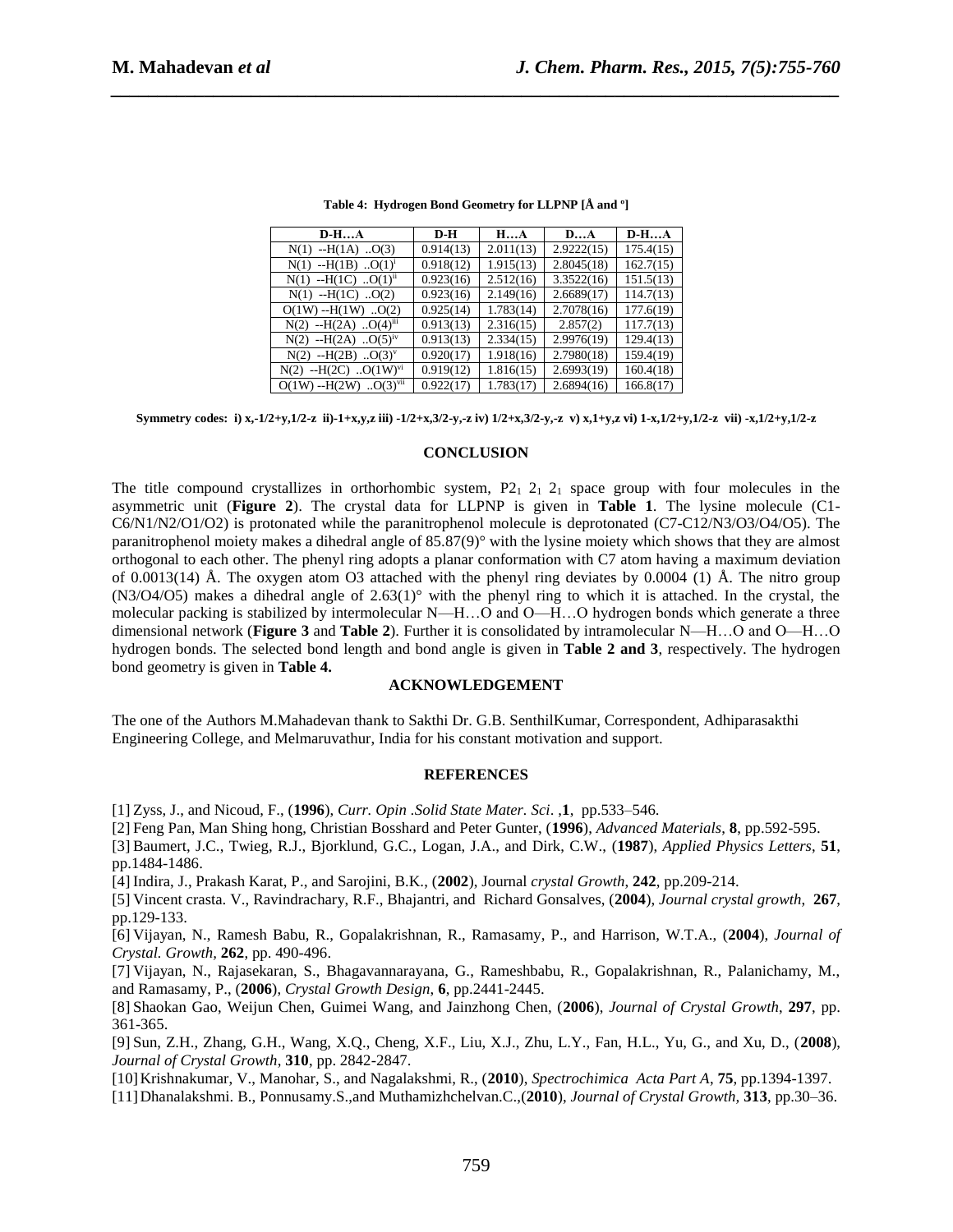**Table 4: Hydrogen Bond Geometry for LLPNP [Å and º]**

| D-H…A | D-H | H…A | D…A | D-H…A |
|---|---|---|---|---|
| N(1) --H(1A) ..O(3) | 0.914(13) | 2.011(13) | 2.9222(15) | 175.4(15) |
| N(1) --H(1B) ..O(1)$^{i}$ | 0.918(12) | 1.915(13) | 2.8045(18) | 162.7(15) |
| N(1) --H(1C) ..O(1)$^{ii}$ | 0.923(16) | 2.512(16) | 3.3522(16) | 151.5(13) |
| N(1) --H(1C) ..O(2) | 0.923(16) | 2.149(16) | 2.6689(17) | 114.7(13) |
| O(1W) --H(1W) ..O(2) | 0.925(14) | 1.783(14) | 2.7078(16) | 177.6(19) |
| N(2) --H(2A) ..O(4)$^{iii}$ | 0.913(13) | 2.316(15) | 2.857(2) | 117.7(13) |
| N(2) --H(2A) ..O(5)$^{iv}$ | 0.913(13) | 2.334(15) | 2.9976(19) | 129.4(13) |
| N(2) --H(2B) ..O(3)$^{v}$ | 0.920(17) | 1.918(16) | 2.7980(18) | 159.4(19) |
| N(2) --H(2C) ..O(1W)$^{vi}$ | 0.919(12) | 1.816(15) | 2.6993(19) | 160.4(18) |
| O(1W) --H(2W) ..O(3)$^{vii}$ | 0.922(17) | 1.783(17) | 2.6894(16) | 166.8(17) |

**Symmetry codes: i) x,-1/2+y,1/2-z ii)-1+x,y,z iii) -1/2+x,3/2-y,-z iv) 1/2+x,3/2-y,-z v) x,1+y,z vi) 1-x,1/2+y,1/2-z vii) -x,1/2+y,1/2-z**

## CONCLUSION

The title compound crystallizes in orthorhombic system, $P2_1\,2_1\,2_1$ space group with four molecules in the asymmetric unit (**Figure 2**). The crystal data for LLPNP is given in **Table 1**. The lysine molecule (C1-C6/N1/N2/O1/O2) is protonated while the paranitrophenol molecule is deprotonated (C7-C12/N3/O3/O4/O5). The paranitrophenol moiety makes a dihedral angle of 85.87(9)° with the lysine moiety which shows that they are almost orthogonal to each other. The phenyl ring adopts a planar conformation with C7 atom having a maximum deviation of 0.0013(14) Å. The oxygen atom O3 attached with the phenyl ring deviates by 0.0004 (1) Å. The nitro group (N3/O4/O5) makes a dihedral angle of 2.63(1)° with the phenyl ring to which it is attached. In the crystal, the molecular packing is stabilized by intermolecular N—H…O and O—H…O hydrogen bonds which generate a three dimensional network (**Figure 3** and **Table 2**). Further it is consolidated by intramolecular N—H…O and O—H…O hydrogen bonds. The selected bond length and bond angle is given in **Table 2 and 3**, respectively. The hydrogen bond geometry is given in **Table 4.**

## ACKNOWLEDGEMENT

The one of the Authors M.Mahadevan thank to Sakthi Dr. G.B. SenthilKumar, Correspondent, Adhiparasakthi Engineering College, and Melmaruvathur, India for his constant motivation and support.

## REFERENCES

[1] Zyss, J., and Nicoud, F., (**1996**), *Curr. Opin .Solid State Mater. Sci*. ,**1**, pp.533–546.

[2] Feng Pan, Man Shing hong, Christian Bosshard and Peter Gunter, (**1996**), *Advanced Materials*, **8**, pp.592-595.

[3] Baumert, J.C., Twieg, R.J., Bjorklund, G.C., Logan, J.A., and Dirk, C.W., (**1987**), *Applied Physics Letters*, **51**, pp.1484-1486.

[4] Indira, J., Prakash Karat, P., and Sarojini, B.K., (**2002**), Journal *crystal Growth*, **242**, pp.209-214.

[5] Vincent crasta. V., Ravindrachary, R.F., Bhajantri, and Richard Gonsalves, (**2004**), *Journal crystal growth*, **267**, pp.129-133.

[6] Vijayan, N., Ramesh Babu, R., Gopalakrishnan, R., Ramasamy, P., and Harrison, W.T.A., (**2004**), *Journal of Crystal. Growth*, **262**, pp. 490-496.

[7] Vijayan, N., Rajasekaran, S., Bhagavannarayana, G., Rameshbabu, R., Gopalakrishnan, R., Palanichamy, M., and Ramasamy, P., (**2006**), *Crystal Growth Design*, **6**, pp.2441-2445.

[8] Shaokan Gao, Weijun Chen, Guimei Wang, and Jainzhong Chen, (**2006**), *Journal of Crystal Growth*, **297**, pp. 361-365.

[9] Sun, Z.H., Zhang, G.H., Wang, X.Q., Cheng, X.F., Liu, X.J., Zhu, L.Y., Fan, H.L., Yu, G., and Xu, D., (**2008**), *Journal of Crystal Growth*, **310**, pp. 2842-2847.

[10] Krishnakumar, V., Manohar, S., and Nagalakshmi, R., (**2010**), *Spectrochimica Acta Part A*, **75**, pp.1394-1397.

[11] Dhanalakshmi. B., Ponnusamy.S.,and Muthamizhchelvan.C.,(**2010**), *Journal of Crystal Growth,* **313**, pp.30–36.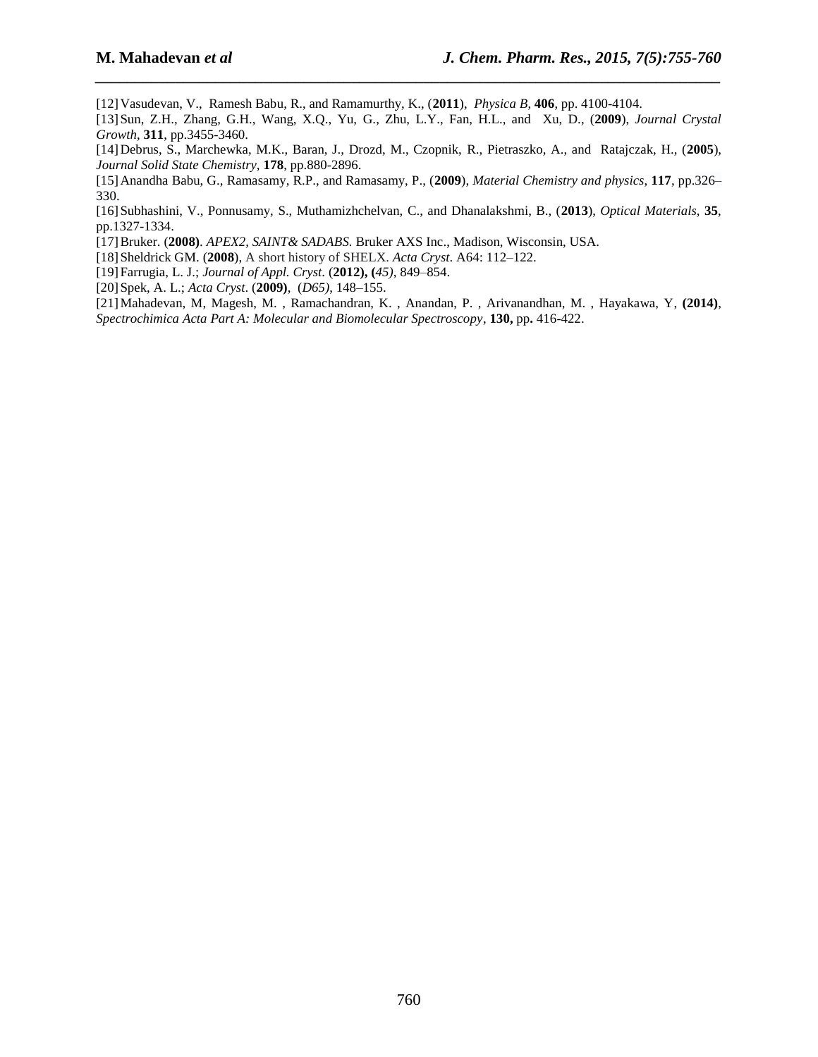[12] Vasudevan, V., Ramesh Babu, R., and Ramamurthy, K., (**2011**), *Physica B*, **406**, pp. 4100-4104.

[13] Sun, Z.H., Zhang, G.H., Wang, X.Q., Yu, G., Zhu, L.Y., Fan, H.L., and Xu, D., (**2009**), *Journal Crystal Growth*, **311**, pp.3455-3460.

[14] Debrus, S., Marchewka, M.K., Baran, J., Drozd, M., Czopnik, R., Pietraszko, A., and Ratajczak, H., (**2005**), *Journal Solid State Chemistry*, **178**, pp.880-2896.

[15] Anandha Babu, G., Ramasamy, R.P., and Ramasamy, P., (**2009**), *Material Chemistry and physics*, **117**, pp.326–330.

[16] Subhashini, V., Ponnusamy, S., Muthamizhchelvan, C., and Dhanalakshmi, B., (**2013**), *Optical Materials*, **35**, pp.1327-1334.

[17] Bruker. (**2008**). *APEX2, SAINT& SADABS.* Bruker AXS Inc., Madison, Wisconsin, USA.

[18] Sheldrick GM. (**2008**), A short history of SHELX. *Acta Cryst*. A64: 112–122.

[19] Farrugia, L. J.; *Journal of Appl. Cryst*. (**2012), (***45)*, 849–854.

[20] Spek, A. L.; *Acta Cryst*. (**2009)**, (*D65)*, 148–155.

[21] Mahadevan, M, Magesh, M. , Ramachandran, K. , Anandan, P. , Arivanandhan, M. , Hayakawa, Y, **(2014)**, *Spectrochimica Acta Part A: Molecular and Biomolecular Spectroscopy*, **130,** pp**.** 416-422.